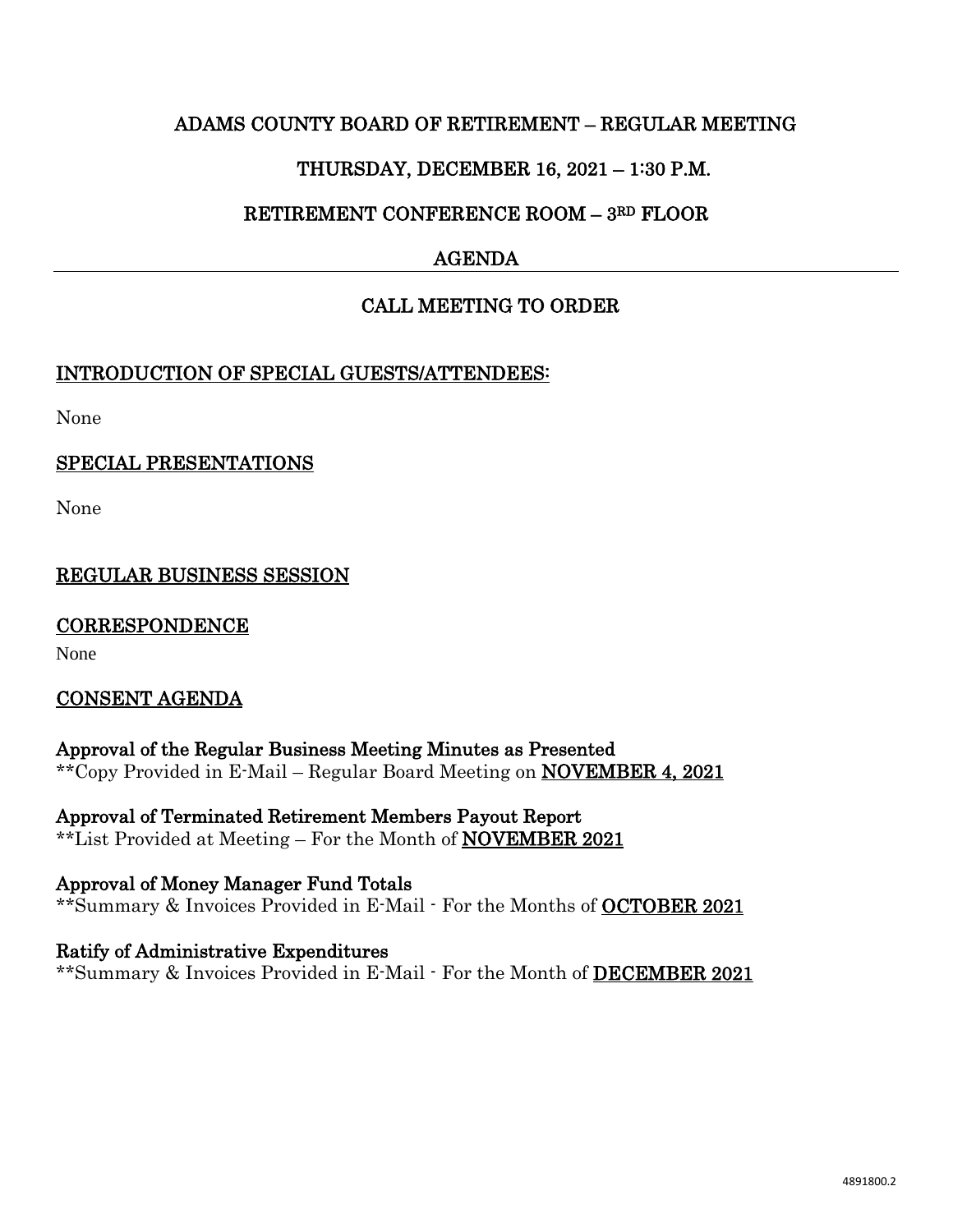# ADAMS COUNTY BOARD OF RETIREMENT – REGULAR MEETING

## THURSDAY, DECEMBER 16, 2021 – 1:30 P.M.

## RETIREMENT CONFERENCE ROOM – 3RD FLOOR

## AGENDA

---

## CALL MEETING TO ORDER

### INTRODUCTION OF SPECIAL GUESTS/ATTENDEES:

None

### SPECIAL PRESENTATIONS

None

### REGULAR BUSINESS SESSION

### CORRESPONDENCE

None

### CONSENT AGENDA

**Approval of the Regular Business Meeting Minutes as Presented**
**Copy Provided in E-Mail – Regular Board Meeting on **NOVEMBER 4, 2021**

**Approval of Terminated Retirement Members Payout Report**
**List Provided at Meeting – For the Month of **NOVEMBER 2021**

**Approval of Money Manager Fund Totals**
**Summary & Invoices Provided in E-Mail - For the Months of **OCTOBER 2021**

**Ratify of Administrative Expenditures**
**Summary & Invoices Provided in E-Mail - For the Month of **DECEMBER 2021**

4891800.2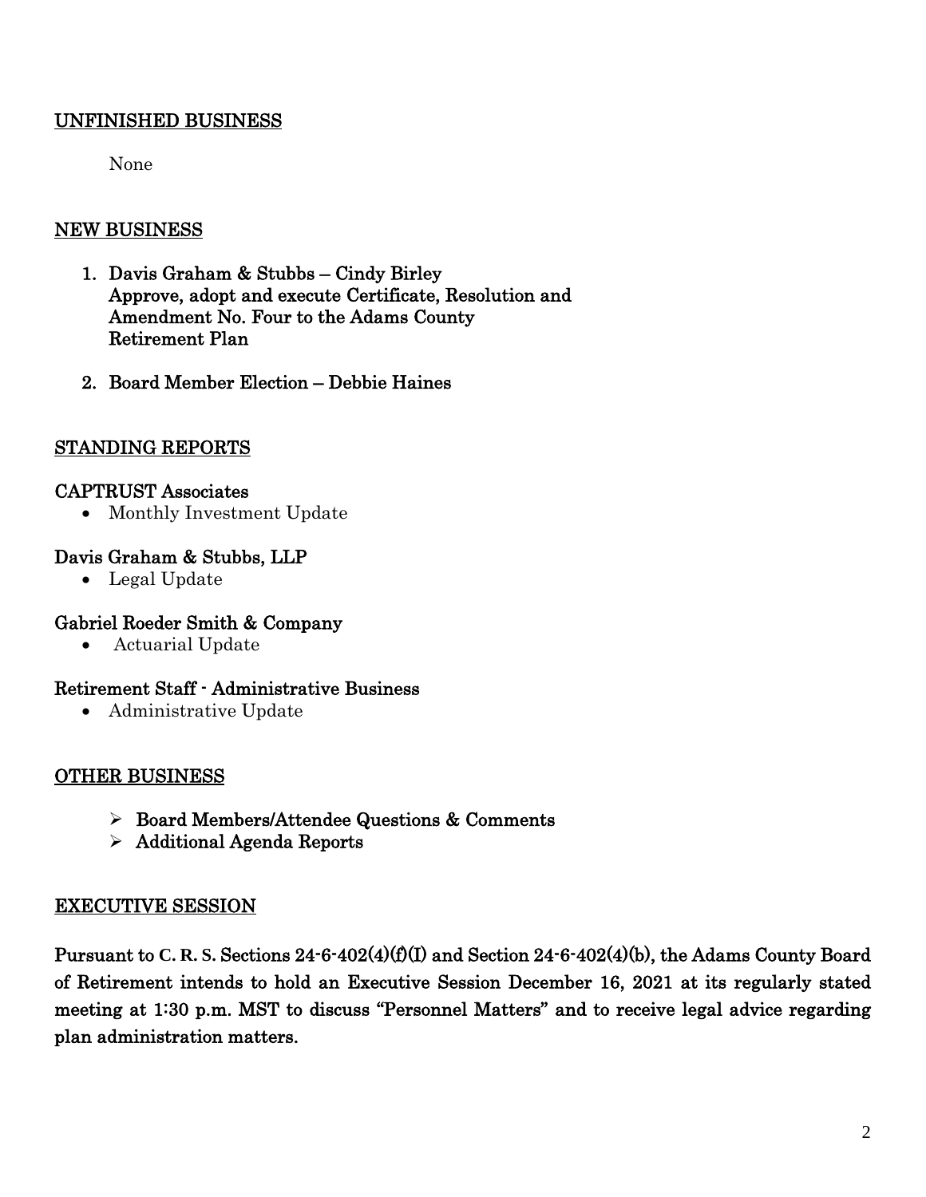## UNFINISHED BUSINESS

None

## NEW BUSINESS

1. **Davis Graham & Stubbs – Cindy Birley**
   **Approve, adopt and execute Certificate, Resolution and Amendment No. Four to the Adams County Retirement Plan**

2. **Board Member Election – Debbie Haines**

## STANDING REPORTS

### CAPTRUST Associates

- Monthly Investment Update

### Davis Graham & Stubbs, LLP

- Legal Update

### Gabriel Roeder Smith & Company

- Actuarial Update

### Retirement Staff - Administrative Business

- Administrative Update

## OTHER BUSINESS

- **Board Members/Attendee Questions & Comments**
- **Additional Agenda Reports**

## EXECUTIVE SESSION

**Pursuant to C. R. S. Sections 24-6-402(4)(f)(I) and Section 24-6-402(4)(b), the Adams County Board of Retirement intends to hold an Executive Session December 16, 2021 at its regularly stated meeting at 1:30 p.m. MST to discuss "Personnel Matters" and to receive legal advice regarding plan administration matters.**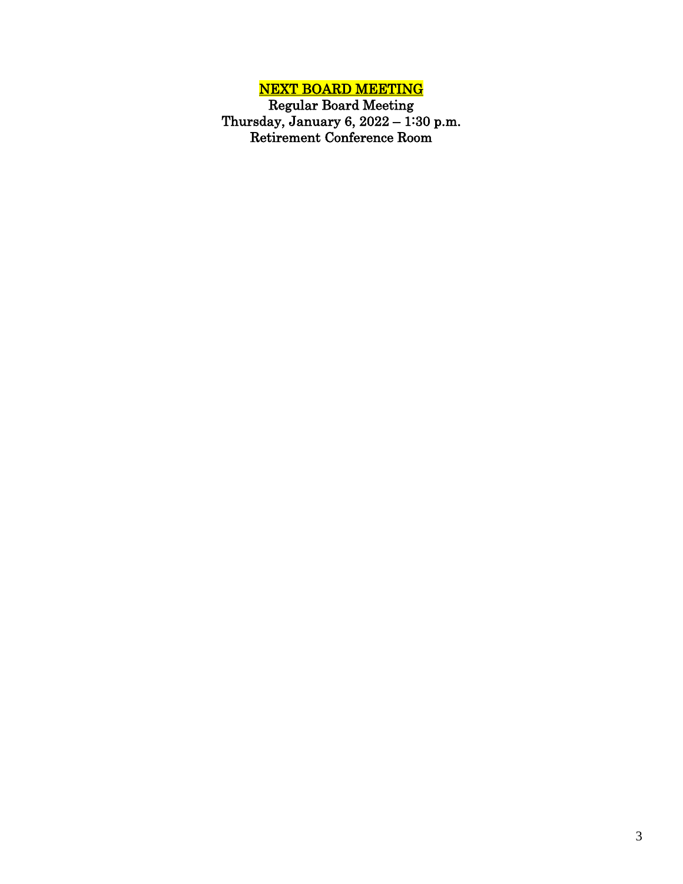**NEXT BOARD MEETING**

Regular Board Meeting
Thursday, January 6, 2022 – 1:30 p.m.
Retirement Conference Room